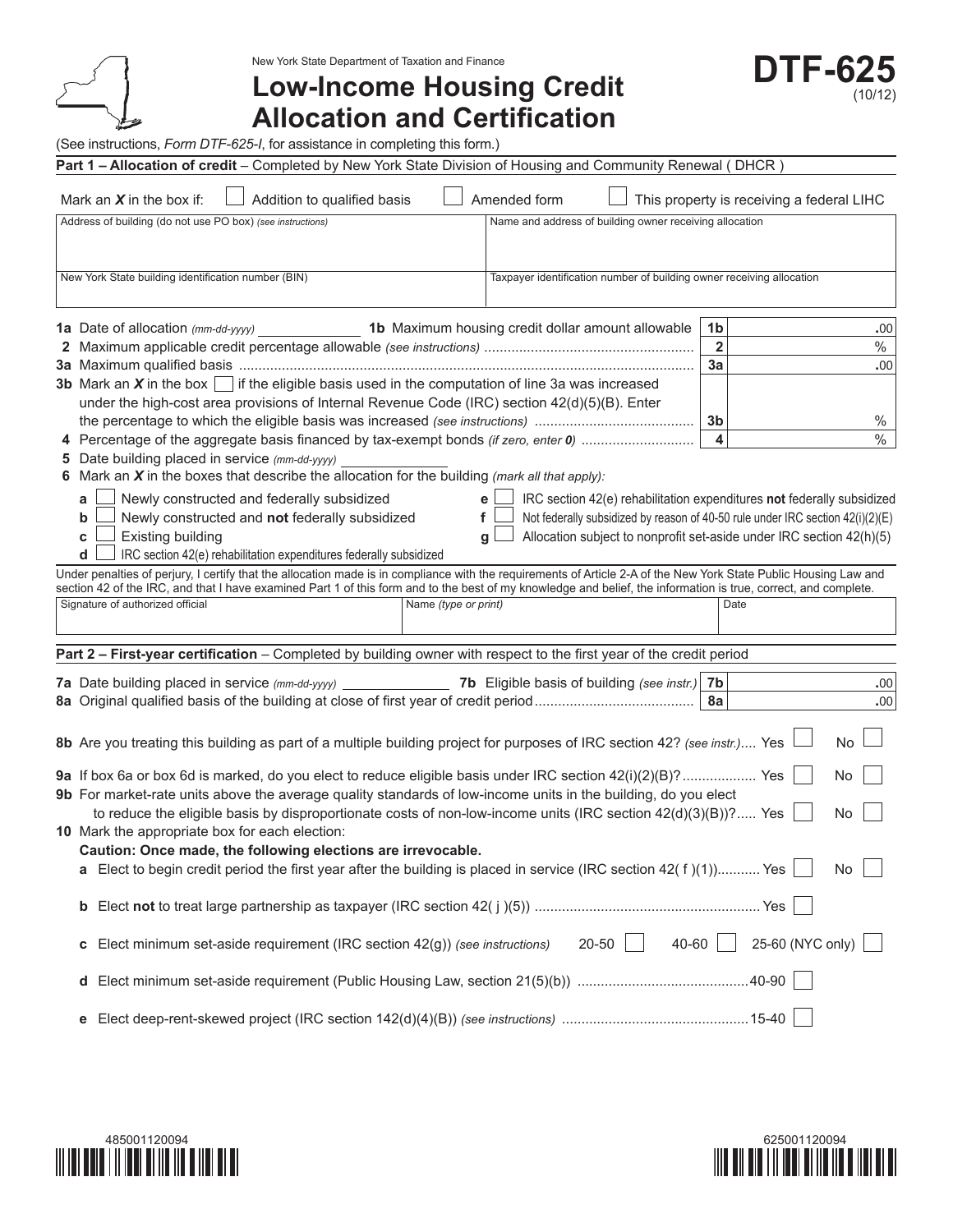New York State Department of Taxation and Finance

# Low-Income Housing Credit Allocation and Certification

**DTF-625** (10/12)

(See instructions, *Form DTF-625-I*, for assistance in completing this form.)

## Part 1 – Allocation of credit – Completed by New York State Division of Housing and Community Renewal ( DHCR )

Mark an ***X*** in the box if: ☐ Addition to qualified basis ☐ Amended form ☐ This property is receiving a federal LIHC

| Address of building (do not use PO box) *(see instructions)* | Name and address of building owner receiving allocation |
|---|---|
| New York State building identification number (BIN) | Taxpayer identification number of building owner receiving allocation |

**1a** Date of allocation *(mm-dd-yyyy)* ______ **1b** Maximum housing credit dollar amount allowable | **1b** | **.**00

**2** Maximum applicable credit percentage allowable *(see instructions)* | **2** | %

**3a** Maximum qualified basis | **3a** | **.**00

**3b** Mark an ***X*** in the box ☐ if the eligible basis used in the computation of line 3a was increased under the high-cost area provisions of Internal Revenue Code (IRC) section 42(d)(5)(B). Enter the percentage to which the eligible basis was increased *(see instructions)* | **3b** | %

**4** Percentage of the aggregate basis financed by tax-exempt bonds *(if zero, enter **0**)* | **4** | %

**5** Date building placed in service *(mm-dd-yyyy)* ______

**6** Mark an ***X*** in the boxes that describe the allocation for the building *(mark all that apply)*:

- **a** ☐ Newly constructed and federally subsidized
- **b** ☐ Newly constructed and **not** federally subsidized
- **c** ☐ Existing building
- **d** ☐ IRC section 42(e) rehabilitation expenditures federally subsidized
- **e** ☐ IRC section 42(e) rehabilitation expenditures **not** federally subsidized
- **f** ☐ Not federally subsidized by reason of 40-50 rule under IRC section 42(i)(2)(E)
- **g** ☐ Allocation subject to nonprofit set-aside under IRC section 42(h)(5)

Under penalties of perjury, I certify that the allocation made is in compliance with the requirements of Article 2-A of the New York State Public Housing Law and section 42 of the IRC, and that I have examined Part 1 of this form and to the best of my knowledge and belief, the information is true, correct, and complete.

| Signature of authorized official | Name *(type or print)* | Date |
|---|---|---|
| | | |

## Part 2 – First-year certification – Completed by building owner with respect to the first year of the credit period

**7a** Date building placed in service *(mm-dd-yyyy)* ______ **7b** Eligible basis of building *(see instr.)* | **7b** | **.**00

**8a** Original qualified basis of the building at close of first year of credit period | **8a** | **.**00

**8b** Are you treating this building as part of a multiple building project for purposes of IRC section 42? *(see instr.)*.... Yes ☐ No ☐

**9a** If box 6a or box 6d is marked, do you elect to reduce eligible basis under IRC section 42(i)(2)(B)? .......... Yes ☐ No ☐

**9b** For market-rate units above the average quality standards of low-income units in the building, do you elect to reduce the eligible basis by disproportionate costs of non-low-income units (IRC section 42(d)(3)(B))? ..... Yes ☐ No ☐

**10** Mark the appropriate box for each election:

**Caution: Once made, the following elections are irrevocable.**

**a** Elect to begin credit period the first year after the building is placed in service (IRC section 42( f )(1)).......... Yes ☐ No ☐

**b** Elect **not** to treat large partnership as taxpayer (IRC section 42( j )(5)) .......... Yes ☐

**c** Elect minimum set-aside requirement (IRC section 42(g)) *(see instructions)* 20-50 ☐ 40-60 ☐ 25-60 (NYC only) ☐

**d** Elect minimum set-aside requirement (Public Housing Law, section 21(5)(b)) ..........40-90 ☐

**e** Elect deep-rent-skewed project (IRC section 142(d)(4)(B)) *(see instructions)* ..........15-40 ☐

485001120094

625001120094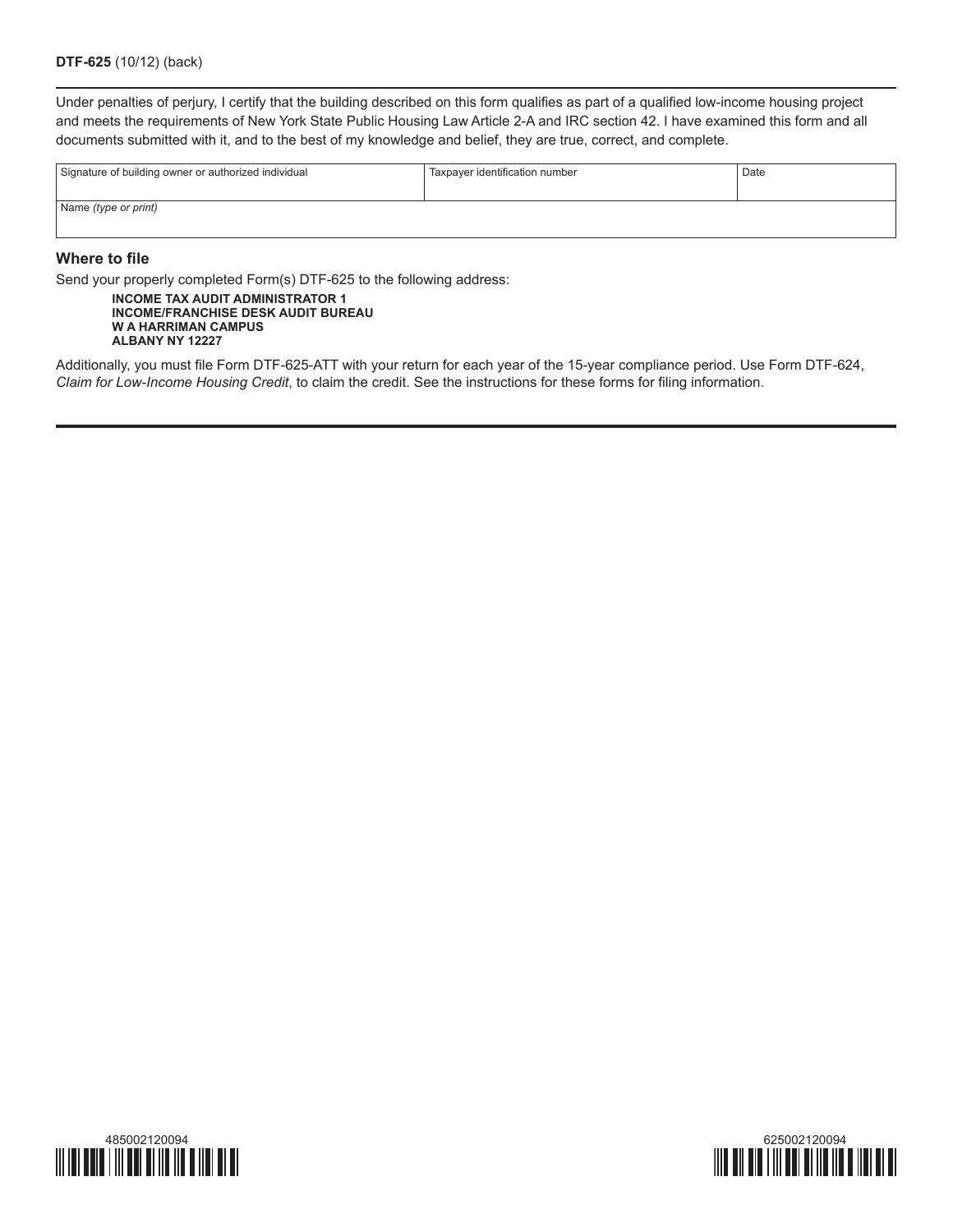Under penalties of perjury, I certify that the building described on this form qualifies as part of a qualified low-income housing project and meets the requirements of New York State Public Housing Law Article 2-A and IRC section 42. I have examined this form and all documents submitted with it, and to the best of my knowledge and belief, they are true, correct, and complete.

| Signature of building owner or authorized individual | Taxpayer identification number | Date |
|---|---|---|
| Name *(type or print)* | | |

## Where to file

Send your properly completed Form(s) DTF-625 to the following address:

**INCOME TAX AUDIT ADMINISTRATOR 1**
**INCOME/FRANCHISE DESK AUDIT BUREAU**
**W A HARRIMAN CAMPUS**
**ALBANY NY 12227**

Additionally, you must file Form DTF-625-ATT with your return for each year of the 15-year compliance period. Use Form DTF-624, *Claim for Low-Income Housing Credit*, to claim the credit. See the instructions for these forms for filing information.

485002120094

625002120094